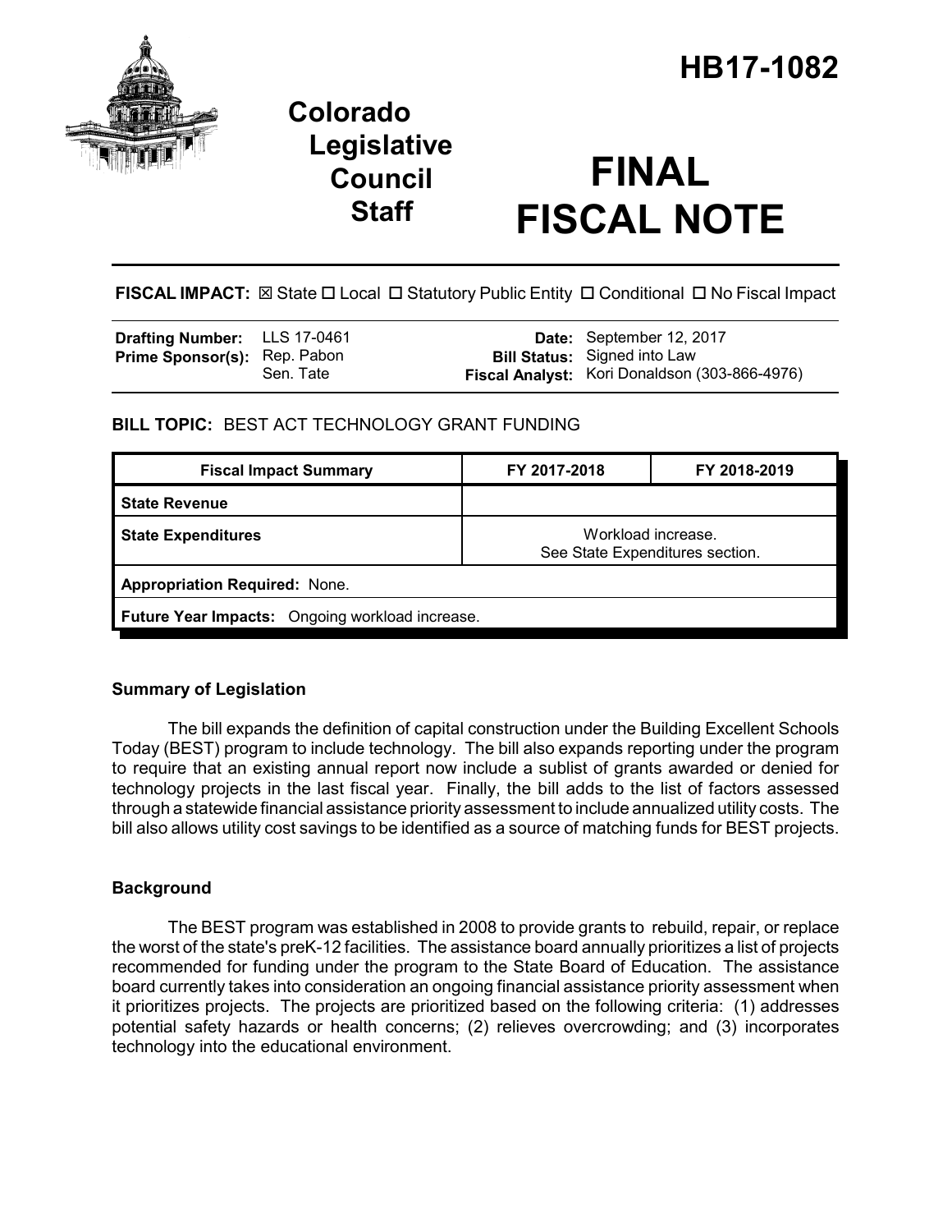# HB17-1082

**Colorado Legislative Council Staff**

# FINAL FISCAL NOTE

**FISCAL IMPACT:** ☒ State ☐ Local ☐ Statutory Public Entity ☐ Conditional ☐ No Fiscal Impact

| | | | |
|---|---|---|---|
| **Drafting Number:** | LLS 17-0461 | **Date:** | September 12, 2017 |
| **Prime Sponsor(s):** | Rep. Pabon<br>Sen. Tate | **Bill Status:** | Signed into Law |
| | | **Fiscal Analyst:** | Kori Donaldson (303-866-4976) |

**BILL TOPIC:** BEST ACT TECHNOLOGY GRANT FUNDING

| Fiscal Impact Summary | FY 2017-2018 | FY 2018-2019 |
|---|---|---|
| **State Revenue** | | |
| **State Expenditures** | Workload increase.<br>See State Expenditures section. | |
| **Appropriation Required:** None. | | |
| **Future Year Impacts:** Ongoing workload increase. | | |

## Summary of Legislation

The bill expands the definition of capital construction under the Building Excellent Schools Today (BEST) program to include technology. The bill also expands reporting under the program to require that an existing annual report now include a sublist of grants awarded or denied for technology projects in the last fiscal year. Finally, the bill adds to the list of factors assessed through a statewide financial assistance priority assessment to include annualized utility costs. The bill also allows utility cost savings to be identified as a source of matching funds for BEST projects.

## Background

The BEST program was established in 2008 to provide grants to rebuild, repair, or replace the worst of the state's preK-12 facilities. The assistance board annually prioritizes a list of projects recommended for funding under the program to the State Board of Education. The assistance board currently takes into consideration an ongoing financial assistance priority assessment when it prioritizes projects. The projects are prioritized based on the following criteria: (1) addresses potential safety hazards or health concerns; (2) relieves overcrowding; and (3) incorporates technology into the educational environment.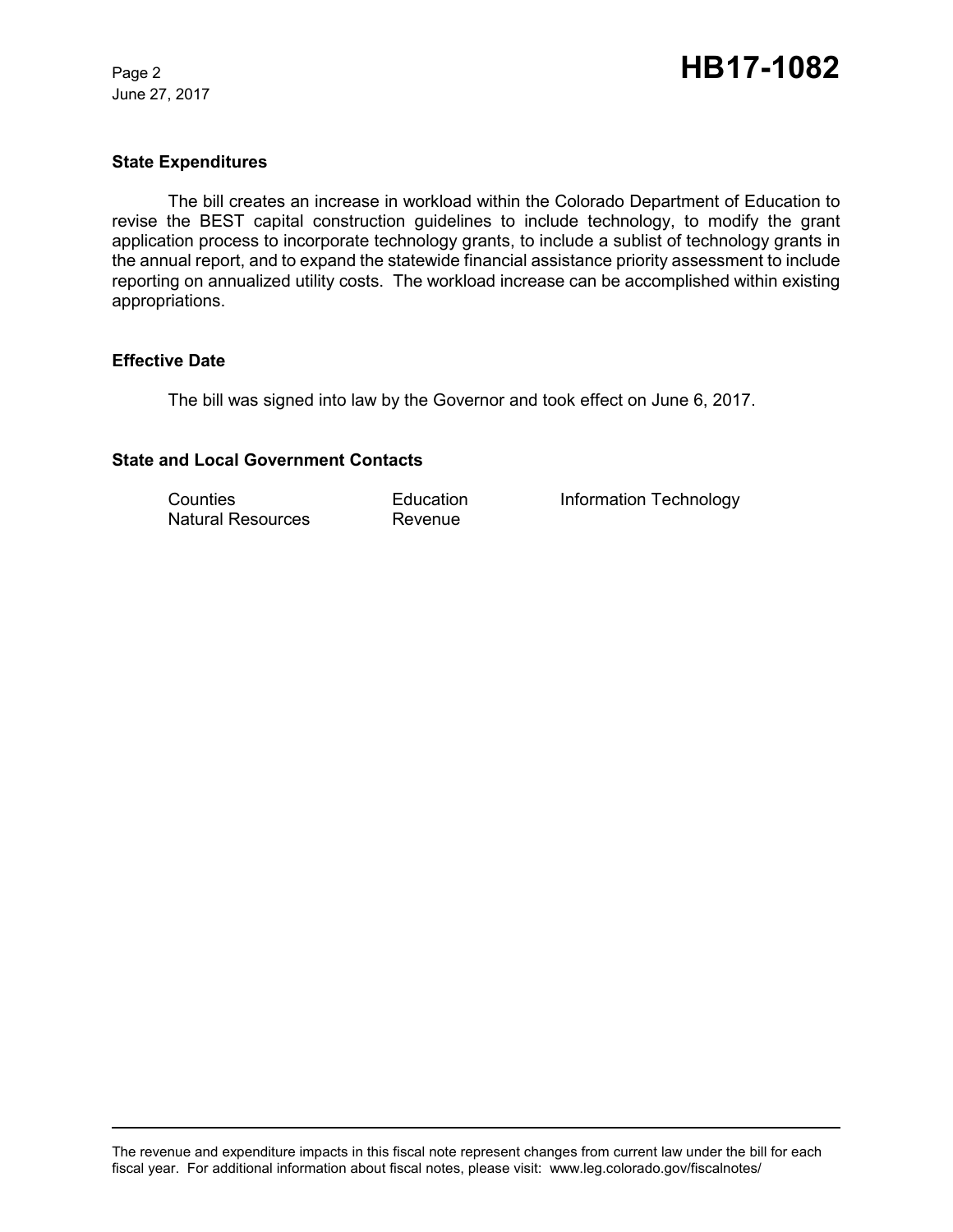### State Expenditures

The bill creates an increase in workload within the Colorado Department of Education to revise the BEST capital construction guidelines to include technology, to modify the grant application process to incorporate technology grants, to include a sublist of technology grants in the annual report, and to expand the statewide financial assistance priority assessment to include reporting on annualized utility costs. The workload increase can be accomplished within existing appropriations.

### Effective Date

The bill was signed into law by the Governor and took effect on June 6, 2017.

### State and Local Government Contacts

| | | |
|---|---|---|
| Counties | Education | Information Technology |
| Natural Resources | Revenue | |

The revenue and expenditure impacts in this fiscal note represent changes from current law under the bill for each fiscal year. For additional information about fiscal notes, please visit: www.leg.colorado.gov/fiscalnotes/